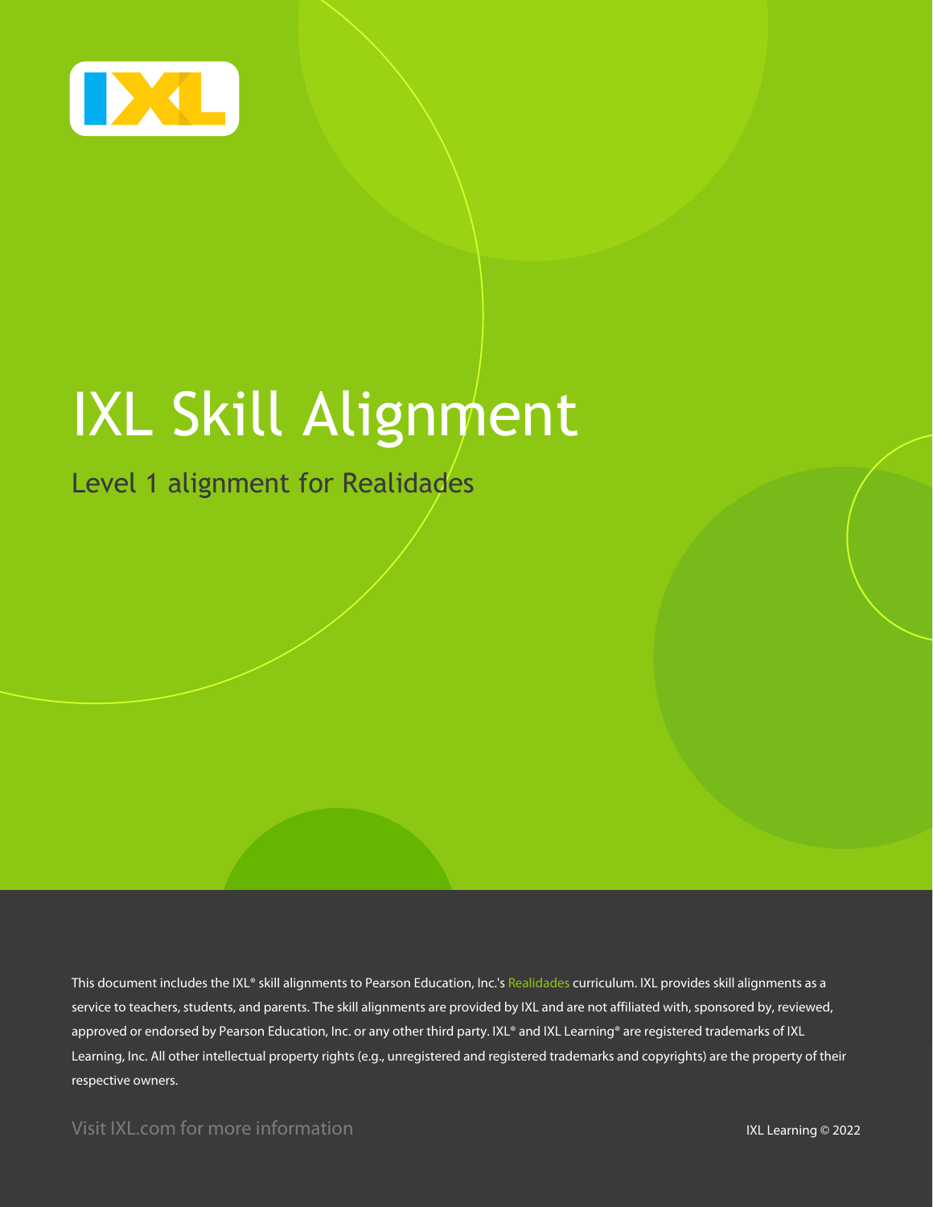# IXL Skill Alignment

## Level 1 alignment for Realidades

This document includes the IXL® skill alignments to Pearson Education, Inc.'s Realidades curriculum. IXL provides skill alignments as a service to teachers, students, and parents. The skill alignments are provided by IXL and are not affiliated with, sponsored by, reviewed, approved or endorsed by Pearson Education, Inc. or any other third party. IXL® and IXL Learning® are registered trademarks of IXL Learning, Inc. All other intellectual property rights (e.g., unregistered and registered trademarks and copyrights) are the property of their respective owners.

Visit IXL.com for more information

IXL Learning © 2022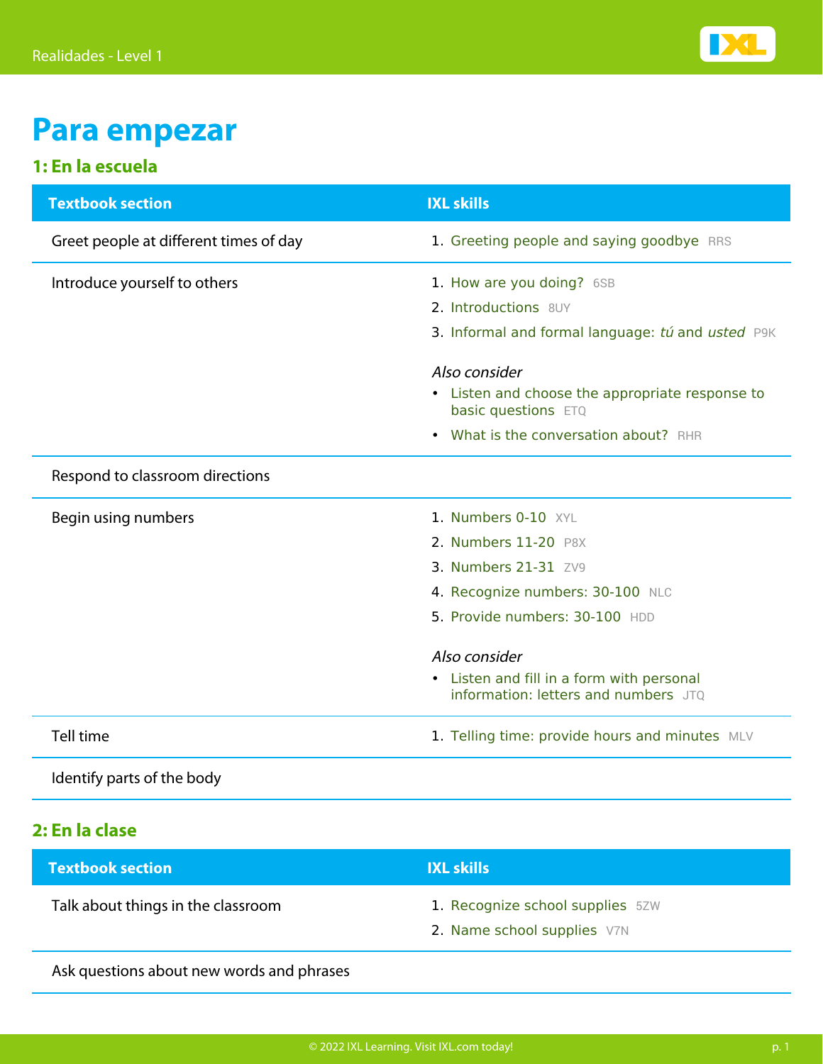# Para empezar

## 1: En la escuela

| Textbook section | IXL skills |
|---|---|
| Greet people at different times of day | 1. Greeting people and saying goodbye RRS |
| Introduce yourself to others | 1. How are you doing? 6SB<br>2. Introductions 8UY<br>3. Informal and formal language: *tú* and *usted* P9K<br><br>*Also consider*<br>• Listen and choose the appropriate response to basic questions ETQ<br>• What is the conversation about? RHR |
| Respond to classroom directions | |
| Begin using numbers | 1. Numbers 0-10 XYL<br>2. Numbers 11-20 P8X<br>3. Numbers 21-31 ZV9<br>4. Recognize numbers: 30-100 NLC<br>5. Provide numbers: 30-100 HDD<br><br>*Also consider*<br>• Listen and fill in a form with personal information: letters and numbers JTQ |
| Tell time | 1. Telling time: provide hours and minutes MLV |
| Identify parts of the body | |

## 2: En la clase

| Textbook section | IXL skills |
|---|---|
| Talk about things in the classroom | 1. Recognize school supplies 5ZW<br>2. Name school supplies V7N |
| Ask questions about new words and phrases | |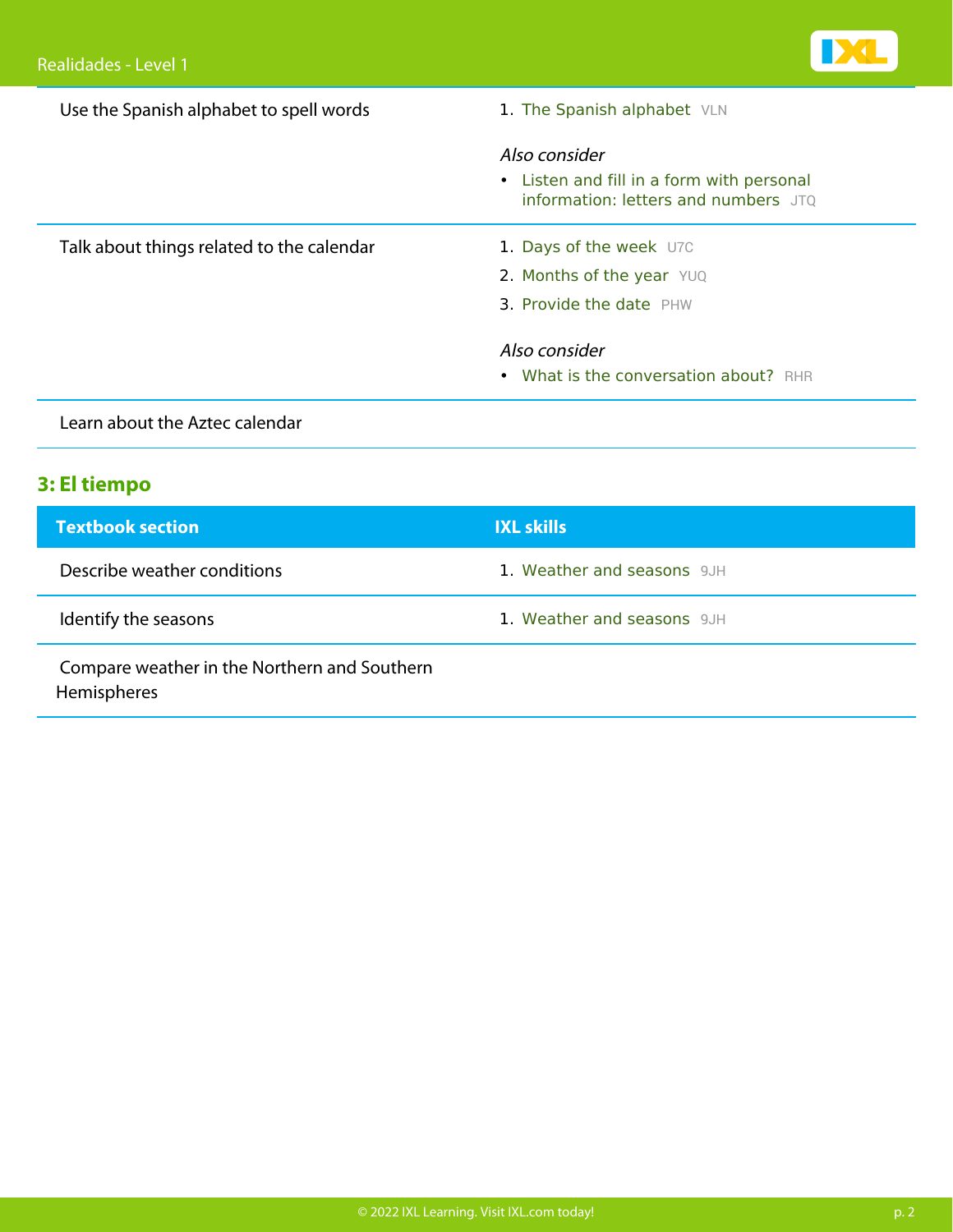| | |
|---|---|
| Use the Spanish alphabet to spell words | 1. The Spanish alphabet VLN<br><br>*Also consider*<br>• Listen and fill in a form with personal information: letters and numbers JTQ |
| Talk about things related to the calendar | 1. Days of the week U7C<br>2. Months of the year YUQ<br>3. Provide the date PHW<br><br>*Also consider*<br>• What is the conversation about? RHR |
| Learn about the Aztec calendar | |

## 3: El tiempo

| Textbook section | IXL skills |
|---|---|
| Describe weather conditions | 1. Weather and seasons 9JH |
| Identify the seasons | 1. Weather and seasons 9JH |
| Compare weather in the Northern and Southern Hemispheres | |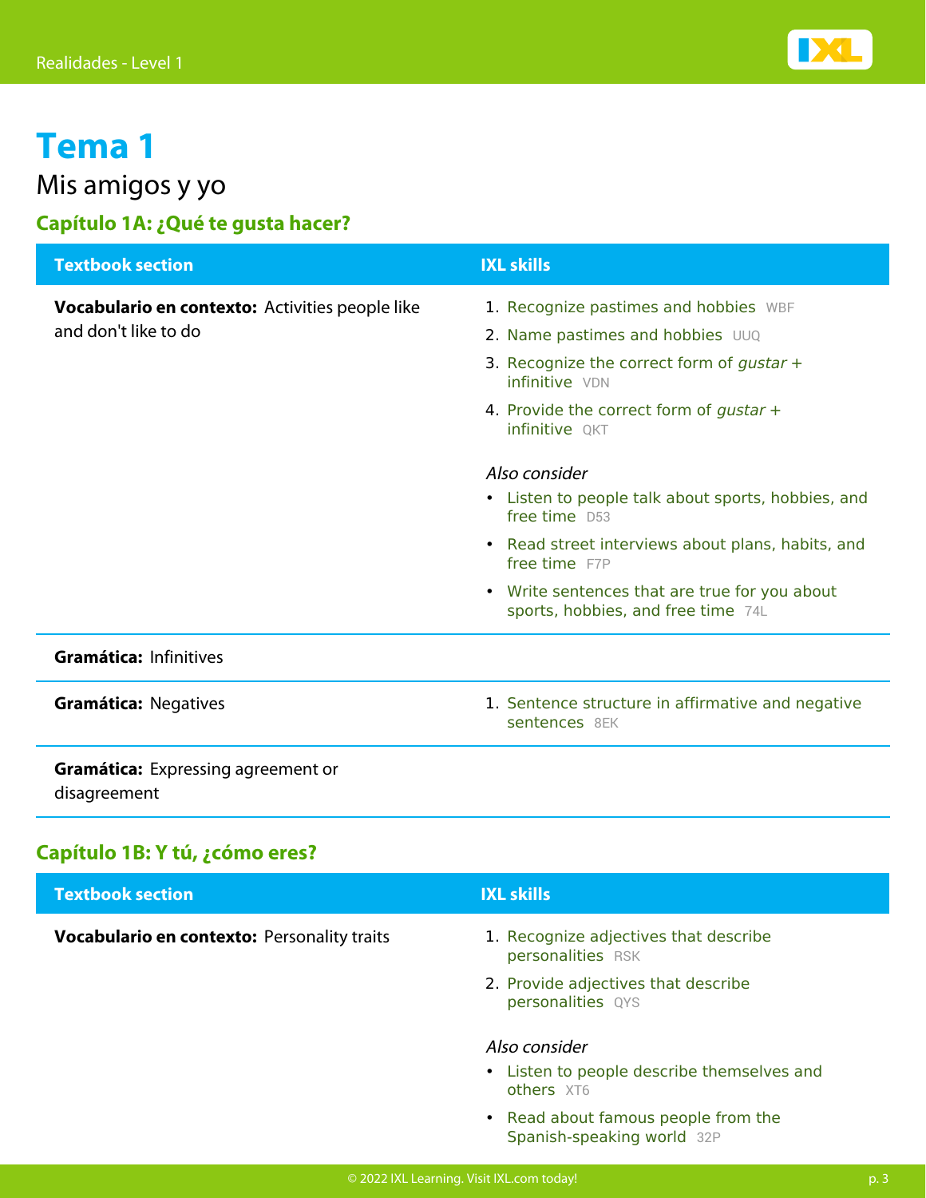# Tema 1

## Mis amigos y yo

### Capítulo 1A: ¿Qué te gusta hacer?

| Textbook section | IXL skills |
|---|---|
| **Vocabulario en contexto:** Activities people like and don't like to do | 1. Recognize pastimes and hobbies WBF<br>2. Name pastimes and hobbies UUQ<br>3. Recognize the correct form of *gustar* + infinitive VDN<br>4. Provide the correct form of *gustar* + infinitive QKT<br><br>*Also consider*<br>• Listen to people talk about sports, hobbies, and free time D53<br>• Read street interviews about plans, habits, and free time F7P<br>• Write sentences that are true for you about sports, hobbies, and free time 74L |
| **Gramática:** Infinitives | |
| **Gramática:** Negatives | 1. Sentence structure in affirmative and negative sentences 8EK |
| **Gramática:** Expressing agreement or disagreement | |

### Capítulo 1B: Y tú, ¿cómo eres?

| Textbook section | IXL skills |
|---|---|
| **Vocabulario en contexto:** Personality traits | 1. Recognize adjectives that describe personalities RSK<br>2. Provide adjectives that describe personalities QYS<br><br>*Also consider*<br>• Listen to people describe themselves and others XT6<br>• Read about famous people from the Spanish-speaking world 32P |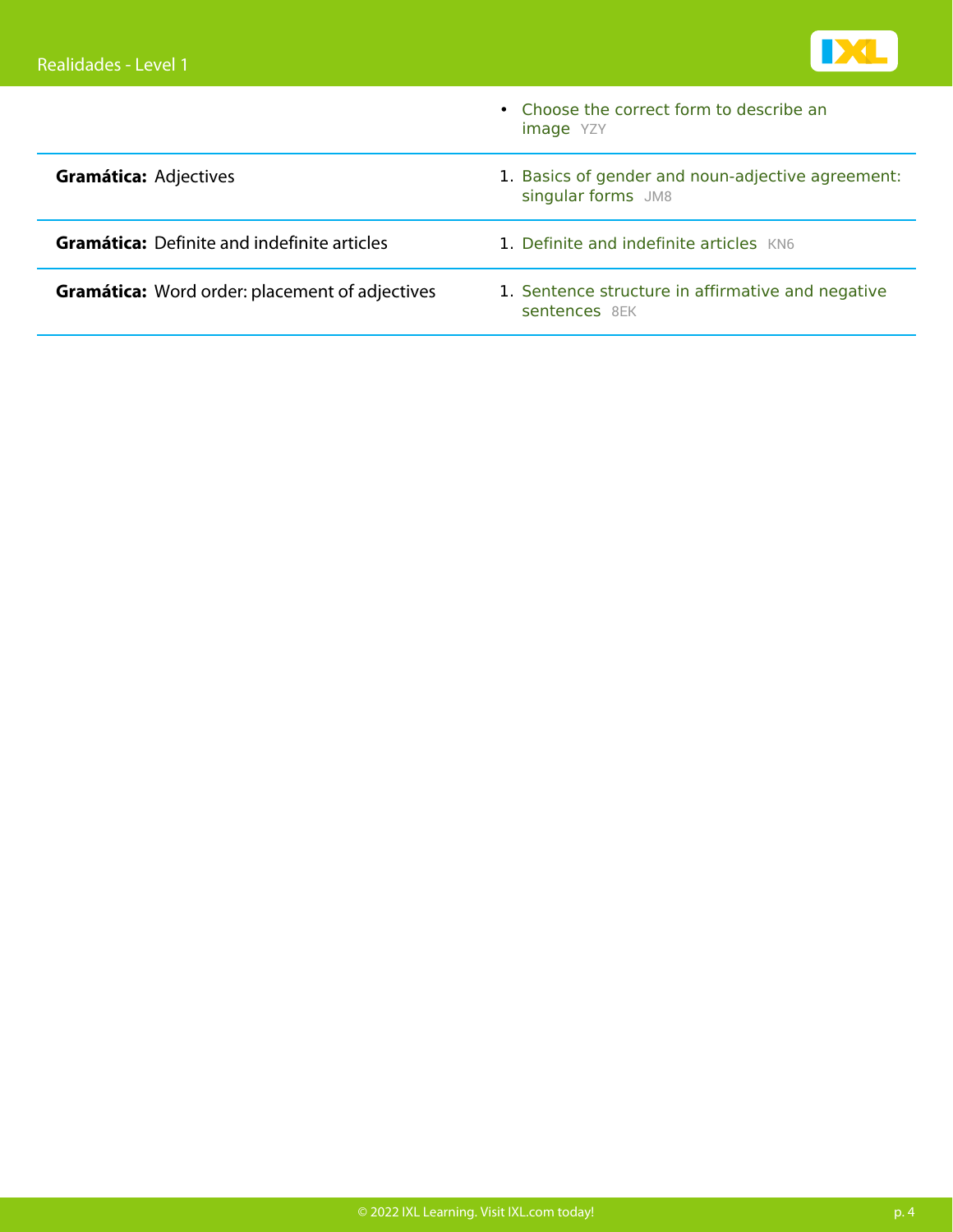| | |
|---|---|
| | • Choose the correct form to describe an image YZY |
| **Gramática:** Adjectives | 1. Basics of gender and noun-adjective agreement: singular forms JM8 |
| **Gramática:** Definite and indefinite articles | 1. Definite and indefinite articles KN6 |
| **Gramática:** Word order: placement of adjectives | 1. Sentence structure in affirmative and negative sentences 8EK |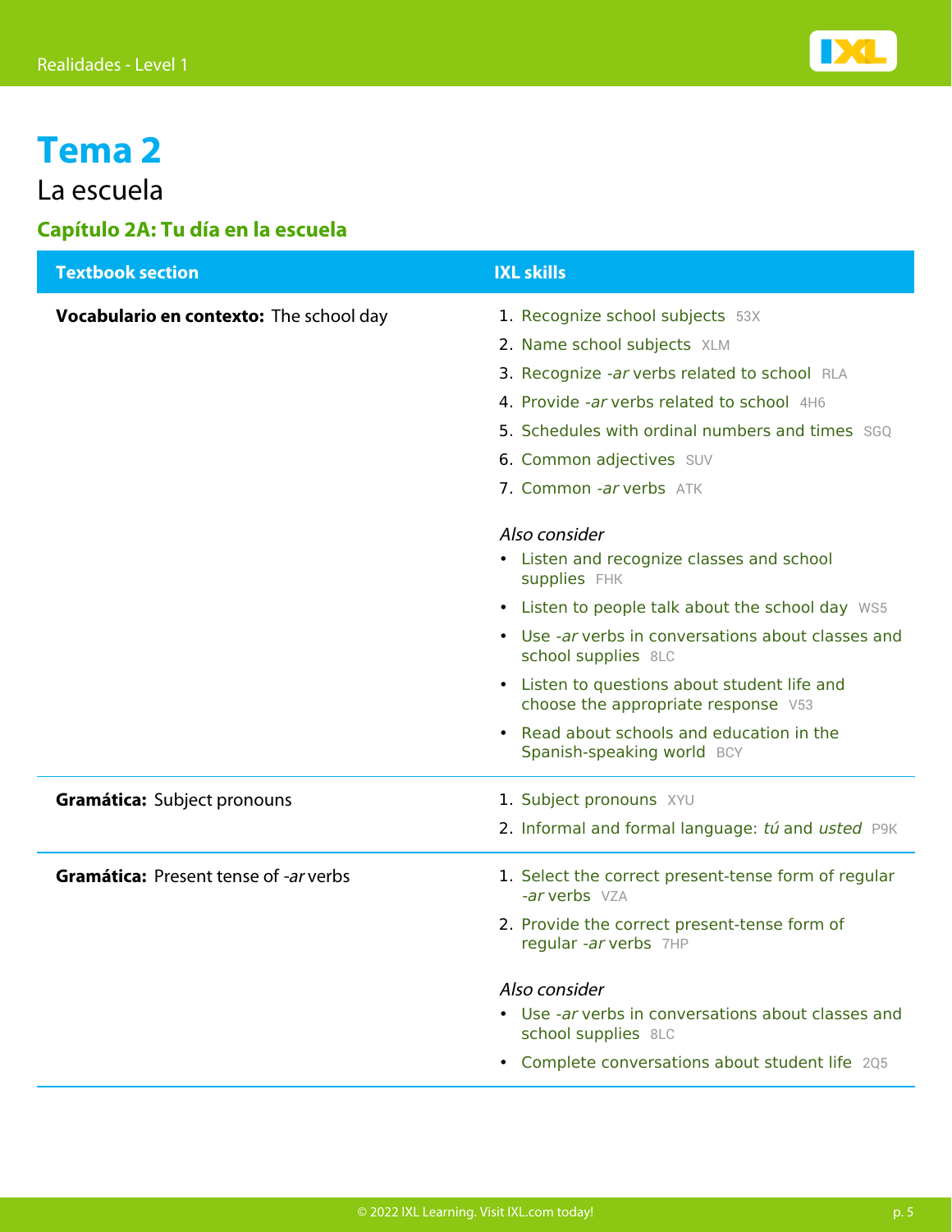# Tema 2

La escuela

## Capítulo 2A: Tu día en la escuela

| Textbook section | IXL skills |
|---|---|
| **Vocabulario en contexto:** The school day | 1. Recognize school subjects 53X<br>2. Name school subjects XLM<br>3. Recognize *-ar* verbs related to school RLA<br>4. Provide *-ar* verbs related to school 4H6<br>5. Schedules with ordinal numbers and times SGQ<br>6. Common adjectives SUV<br>7. Common *-ar* verbs ATK<br><br>*Also consider*<br>• Listen and recognize classes and school supplies FHK<br>• Listen to people talk about the school day WS5<br>• Use *-ar* verbs in conversations about classes and school supplies 8LC<br>• Listen to questions about student life and choose the appropriate response V53<br>• Read about schools and education in the Spanish-speaking world BCY |
| **Gramática:** Subject pronouns | 1. Subject pronouns XYU<br>2. Informal and formal language: *tú* and *usted* P9K |
| **Gramática:** Present tense of *-ar* verbs | 1. Select the correct present-tense form of regular *-ar* verbs VZA<br>2. Provide the correct present-tense form of regular *-ar* verbs 7HP<br><br>*Also consider*<br>• Use *-ar* verbs in conversations about classes and school supplies 8LC<br>• Complete conversations about student life 2Q5 |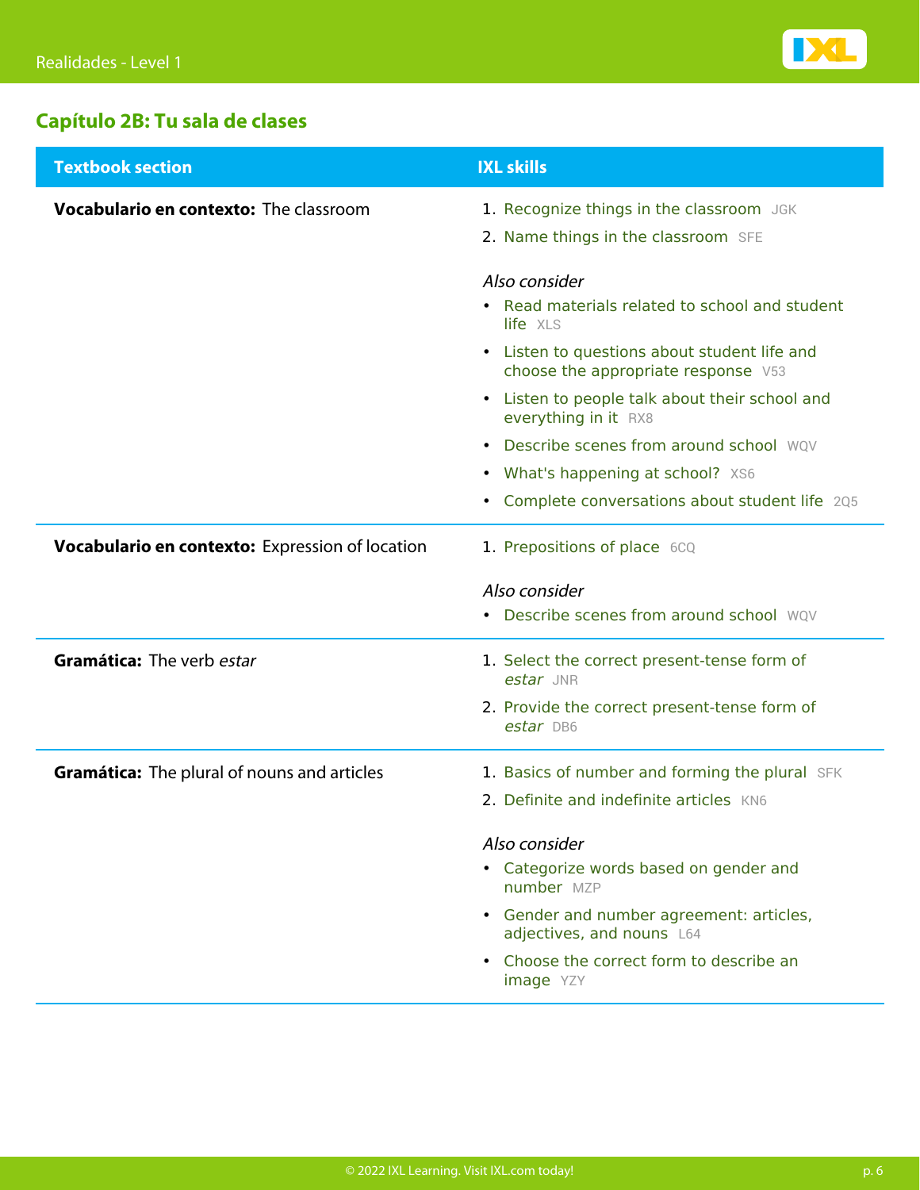## Capítulo 2B: Tu sala de clases

| Textbook section | IXL skills |
| --- | --- |
| **Vocabulario en contexto:** The classroom | 1. Recognize things in the classroom JGK<br>2. Name things in the classroom SFE<br><br>*Also consider*<br>• Read materials related to school and student life XLS<br>• Listen to questions about student life and choose the appropriate response V53<br>• Listen to people talk about their school and everything in it RX8<br>• Describe scenes from around school WQV<br>• What's happening at school? XS6<br>• Complete conversations about student life 2Q5 |
| **Vocabulario en contexto:** Expression of location | 1. Prepositions of place 6CQ<br><br>*Also consider*<br>• Describe scenes from around school WQV |
| **Gramática:** The verb *estar* | 1. Select the correct present-tense form of *estar* JNR<br>2. Provide the correct present-tense form of *estar* DB6 |
| **Gramática:** The plural of nouns and articles | 1. Basics of number and forming the plural SFK<br>2. Definite and indefinite articles KN6<br><br>*Also consider*<br>• Categorize words based on gender and number MZP<br>• Gender and number agreement: articles, adjectives, and nouns L64<br>• Choose the correct form to describe an image YZY |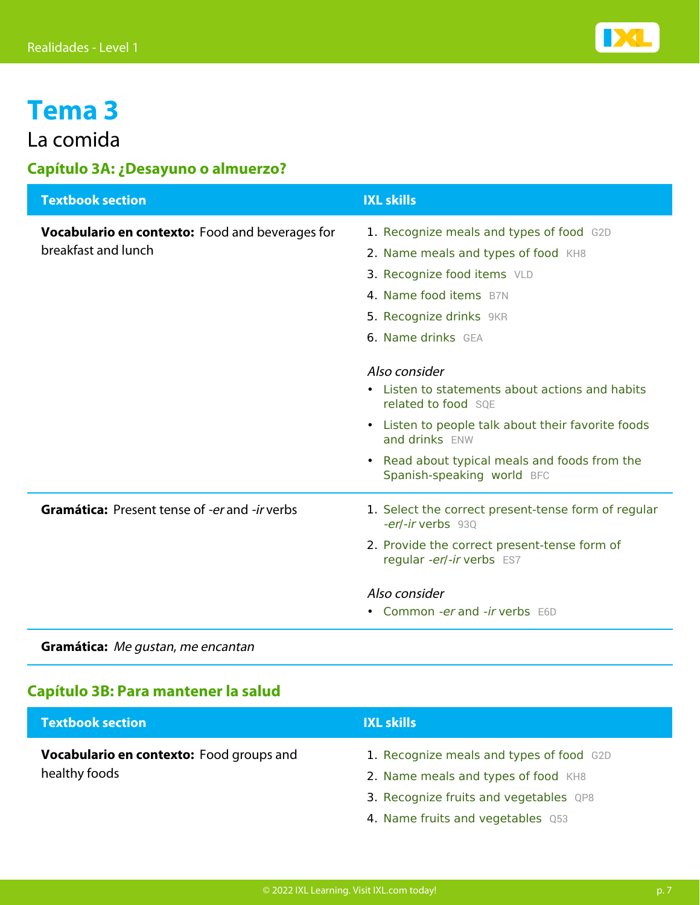# Tema 3

La comida

## Capítulo 3A: ¿Desayuno o almuerzo?

| Textbook section | IXL skills |
| --- | --- |
| **Vocabulario en contexto:** Food and beverages for breakfast and lunch | 1. Recognize meals and types of food G2D<br>2. Name meals and types of food KH8<br>3. Recognize food items VLD<br>4. Name food items B7N<br>5. Recognize drinks 9KR<br>6. Name drinks GEA<br><br>*Also consider*<br>• Listen to statements about actions and habits related to food SQE<br>• Listen to people talk about their favorite foods and drinks ENW<br>• Read about typical meals and foods from the Spanish-speaking world BFC |
| **Gramática:** Present tense of *-er* and *-ir* verbs | 1. Select the correct present-tense form of regular *-er*/*-ir* verbs 93Q<br>2. Provide the correct present-tense form of regular *-er*/*-ir* verbs ES7<br><br>*Also consider*<br>• Common *-er* and *-ir* verbs E6D |
| **Gramática:** *Me gustan, me encantan* | |

## Capítulo 3B: Para mantener la salud

| Textbook section | IXL skills |
| --- | --- |
| **Vocabulario en contexto:** Food groups and healthy foods | 1. Recognize meals and types of food G2D<br>2. Name meals and types of food KH8<br>3. Recognize fruits and vegetables QP8<br>4. Name fruits and vegetables Q53 |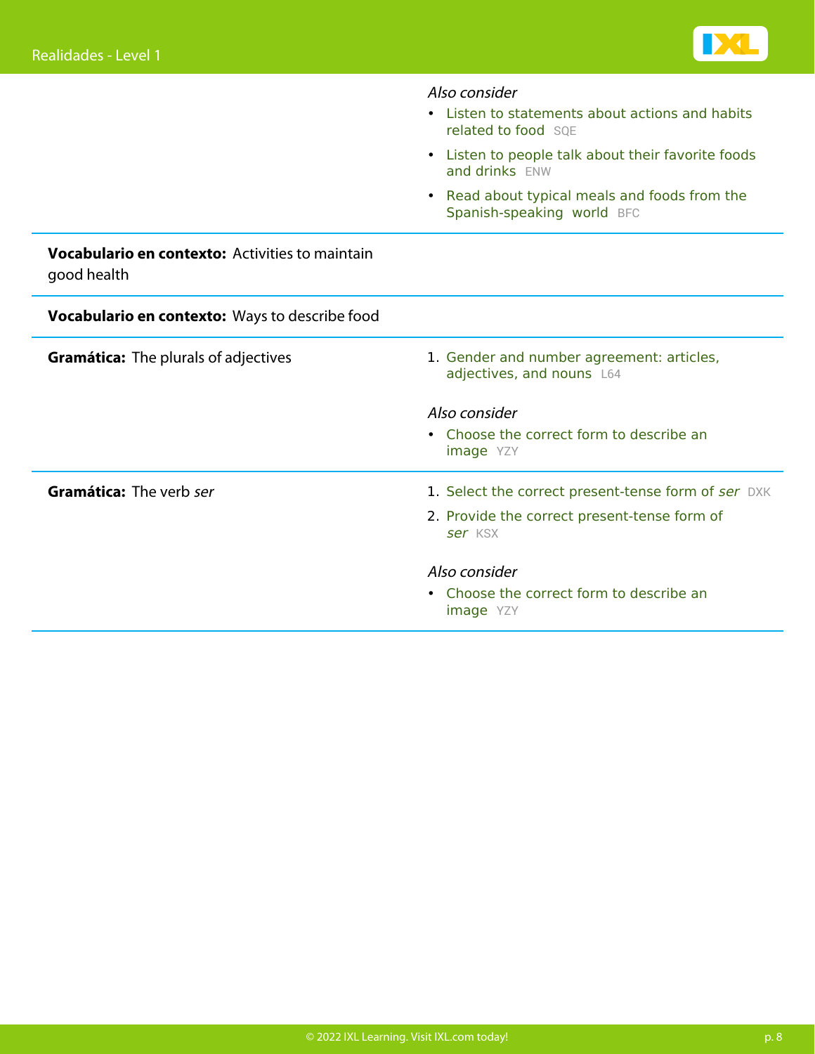| | |
|---|---|
| | *Also consider*<br>• Listen to statements about actions and habits related to food SQE<br>• Listen to people talk about their favorite foods and drinks ENW<br>• Read about typical meals and foods from the Spanish-speaking world BFC |
| **Vocabulario en contexto:** Activities to maintain good health | |
| **Vocabulario en contexto:** Ways to describe food | |
| **Gramática:** The plurals of adjectives | 1. Gender and number agreement: articles, adjectives, and nouns L64<br><br>*Also consider*<br>• Choose the correct form to describe an image YZY |
| **Gramática:** The verb *ser* | 1. Select the correct present-tense form of *ser* DXK<br>2. Provide the correct present-tense form of *ser* KSX<br><br>*Also consider*<br>• Choose the correct form to describe an image YZY |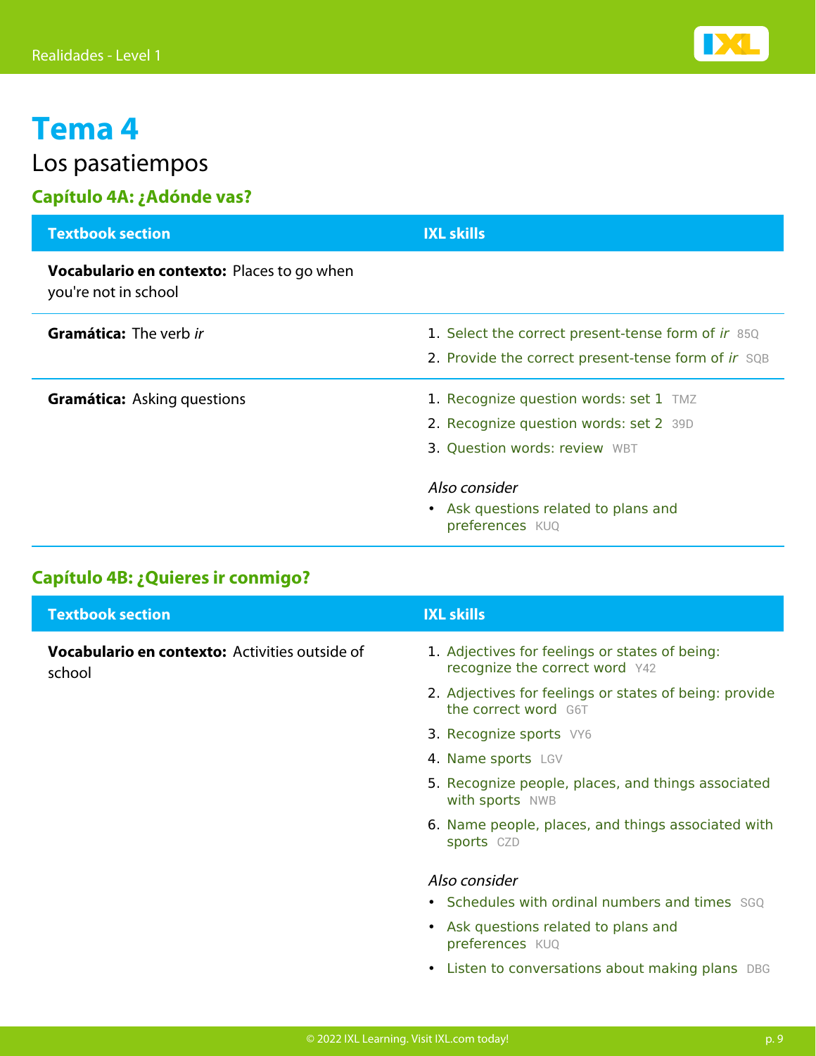# Tema 4

## Los pasatiempos

### Capítulo 4A: ¿Adónde vas?

| Textbook section | IXL skills |
| --- | --- |
| **Vocabulario en contexto:** Places to go when you're not in school | |
| **Gramática:** The verb *ir* | 1. Select the correct present-tense form of *ir* 85Q<br>2. Provide the correct present-tense form of *ir* SQB |
| **Gramática:** Asking questions | 1. Recognize question words: set 1 TMZ<br>2. Recognize question words: set 2 39D<br>3. Question words: review WBT<br><br>*Also consider*<br>• Ask questions related to plans and preferences KUQ |

### Capítulo 4B: ¿Quieres ir conmigo?

| Textbook section | IXL skills |
| --- | --- |
| **Vocabulario en contexto:** Activities outside of school | 1. Adjectives for feelings or states of being: recognize the correct word Y42<br>2. Adjectives for feelings or states of being: provide the correct word G6T<br>3. Recognize sports VY6<br>4. Name sports LGV<br>5. Recognize people, places, and things associated with sports NWB<br>6. Name people, places, and things associated with sports CZD<br><br>*Also consider*<br>• Schedules with ordinal numbers and times SGQ<br>• Ask questions related to plans and preferences KUQ<br>• Listen to conversations about making plans DBG |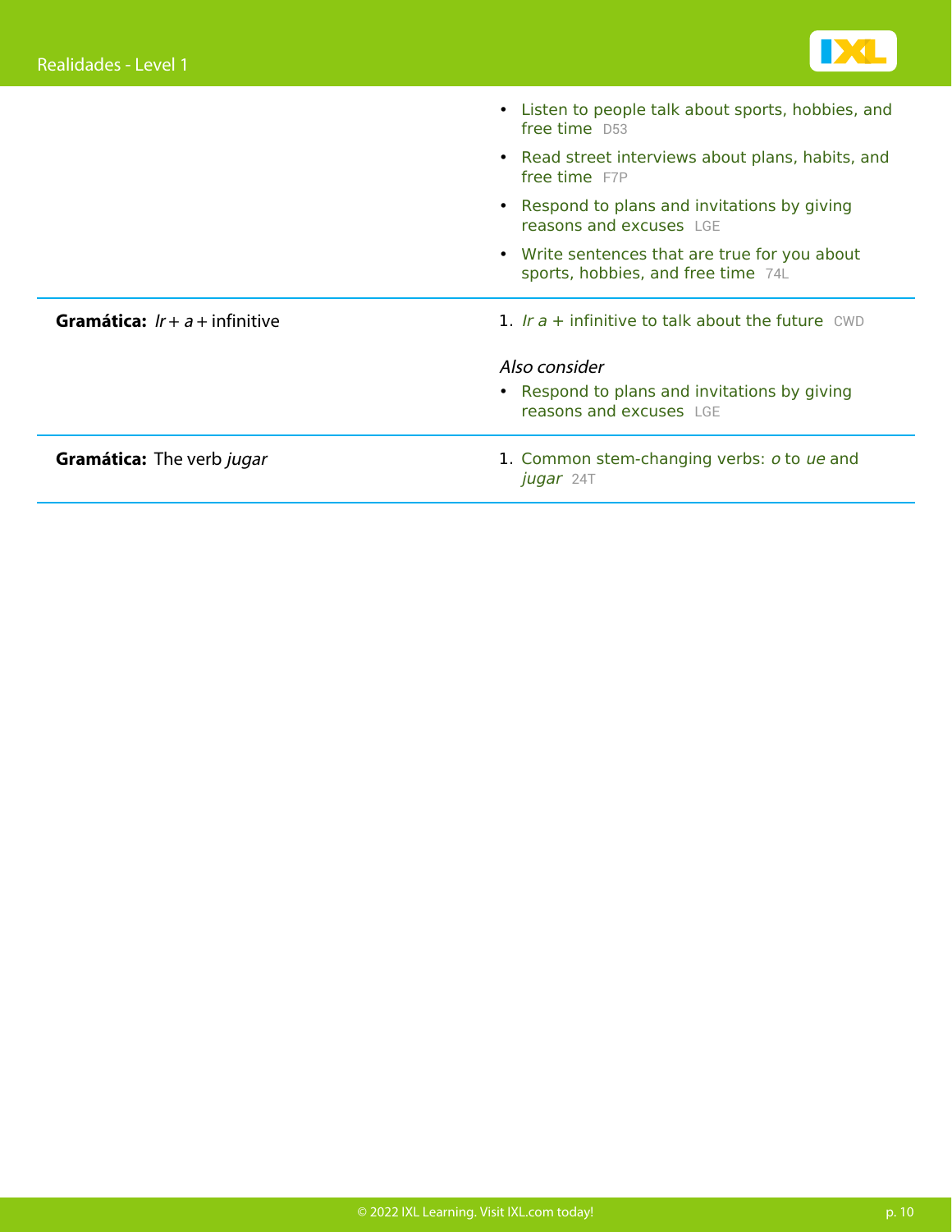| | |
|---|---|
| | • Listen to people talk about sports, hobbies, and free time D53<br>• Read street interviews about plans, habits, and free time F7P<br>• Respond to plans and invitations by giving reasons and excuses LGE<br>• Write sentences that are true for you about sports, hobbies, and free time 74L |
| **Gramática:** *Ir* + *a* + infinitive | 1. *Ir a* + infinitive to talk about the future CWD<br><br>*Also consider*<br>• Respond to plans and invitations by giving reasons and excuses LGE |
| **Gramática:** The verb *jugar* | 1. Common stem-changing verbs: *o* to *ue* and *jugar* 24T |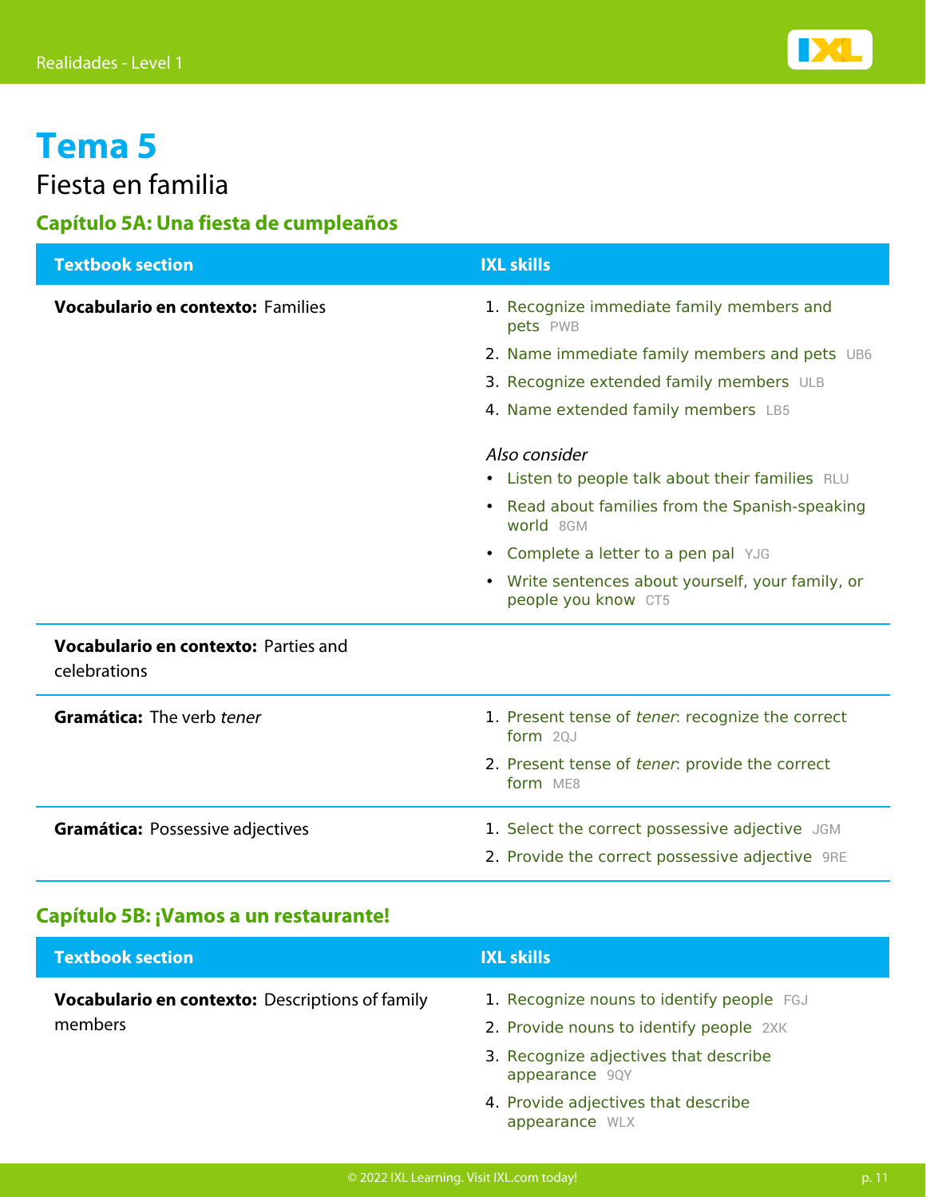# Tema 5

## Fiesta en familia

### Capítulo 5A: Una fiesta de cumpleaños

| Textbook section | IXL skills |
| --- | --- |
| **Vocabulario en contexto:** Families | 1. Recognize immediate family members and pets PWB<br>2. Name immediate family members and pets UB6<br>3. Recognize extended family members ULB<br>4. Name extended family members LB5<br><br>*Also consider*<br>• Listen to people talk about their families RLU<br>• Read about families from the Spanish-speaking world 8GM<br>• Complete a letter to a pen pal YJG<br>• Write sentences about yourself, your family, or people you know CT5 |
| **Vocabulario en contexto:** Parties and celebrations | |
| **Gramática:** The verb *tener* | 1. Present tense of *tener*: recognize the correct form 2QJ<br>2. Present tense of *tener*: provide the correct form ME8 |
| **Gramática:** Possessive adjectives | 1. Select the correct possessive adjective JGM<br>2. Provide the correct possessive adjective 9RE |

### Capítulo 5B: ¡Vamos a un restaurante!

| Textbook section | IXL skills |
| --- | --- |
| **Vocabulario en contexto:** Descriptions of family members | 1. Recognize nouns to identify people FGJ<br>2. Provide nouns to identify people 2XK<br>3. Recognize adjectives that describe appearance 9QY<br>4. Provide adjectives that describe appearance WLX |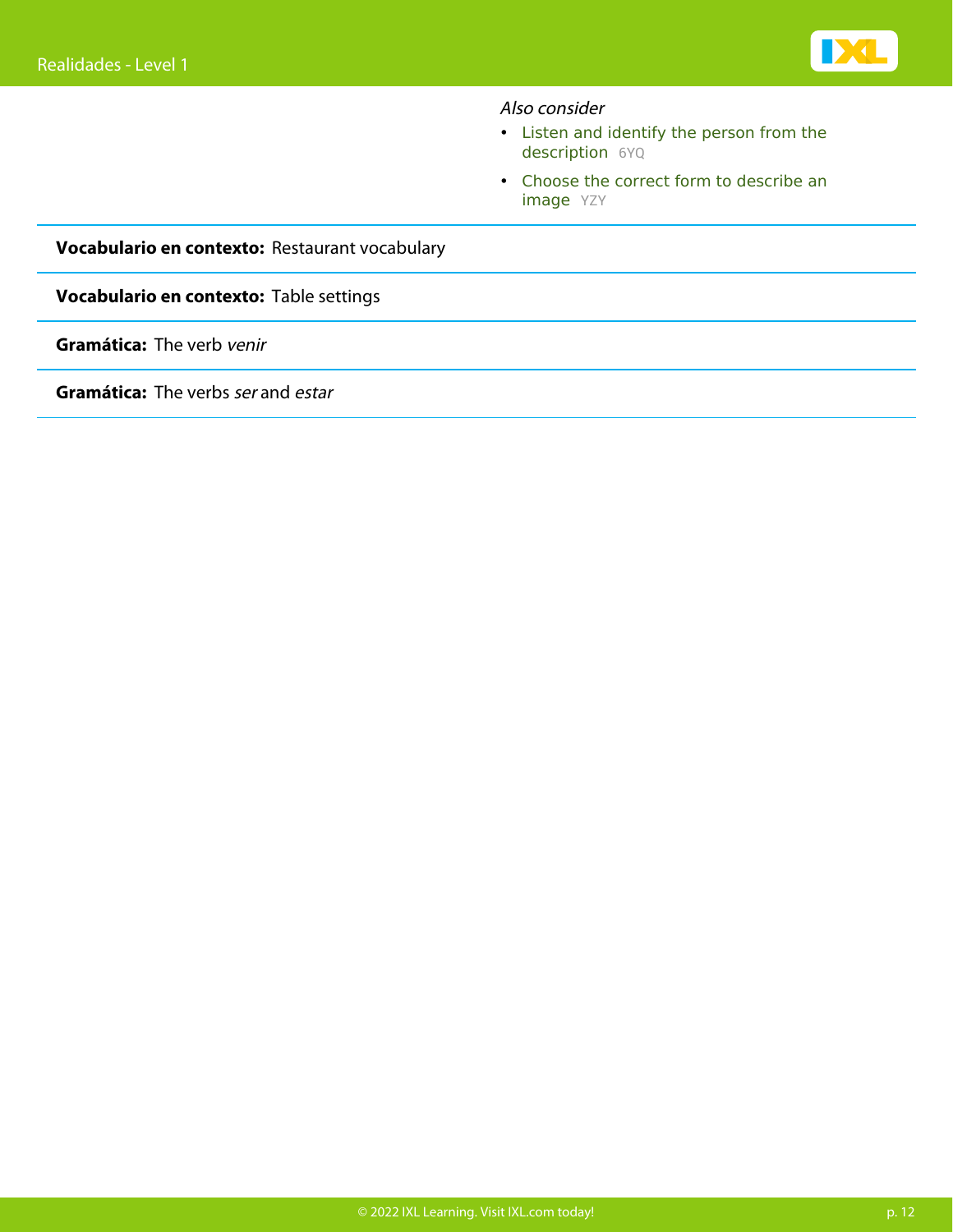*Also consider*

- Listen and identify the person from the description 6YQ
- Choose the correct form to describe an image YZY

**Vocabulario en contexto:** Restaurant vocabulary

**Vocabulario en contexto:** Table settings

**Gramática:** The verb *venir*

**Gramática:** The verbs *ser* and *estar*